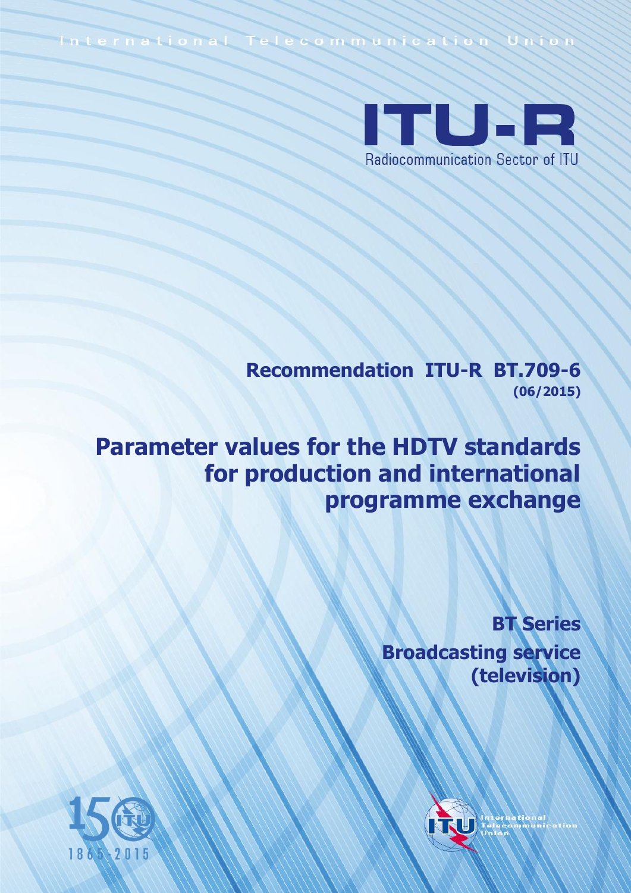International Telecommunication Union

# ITU-R

Radiocommunication Sector of ITU

**Recommendation ITU-R BT.709-6**
**(06/2015)**

# Parameter values for the HDTV standards for production and international programme exchange

**BT Series**
**Broadcasting service (television)**

1865-2015

International Telecommunication Union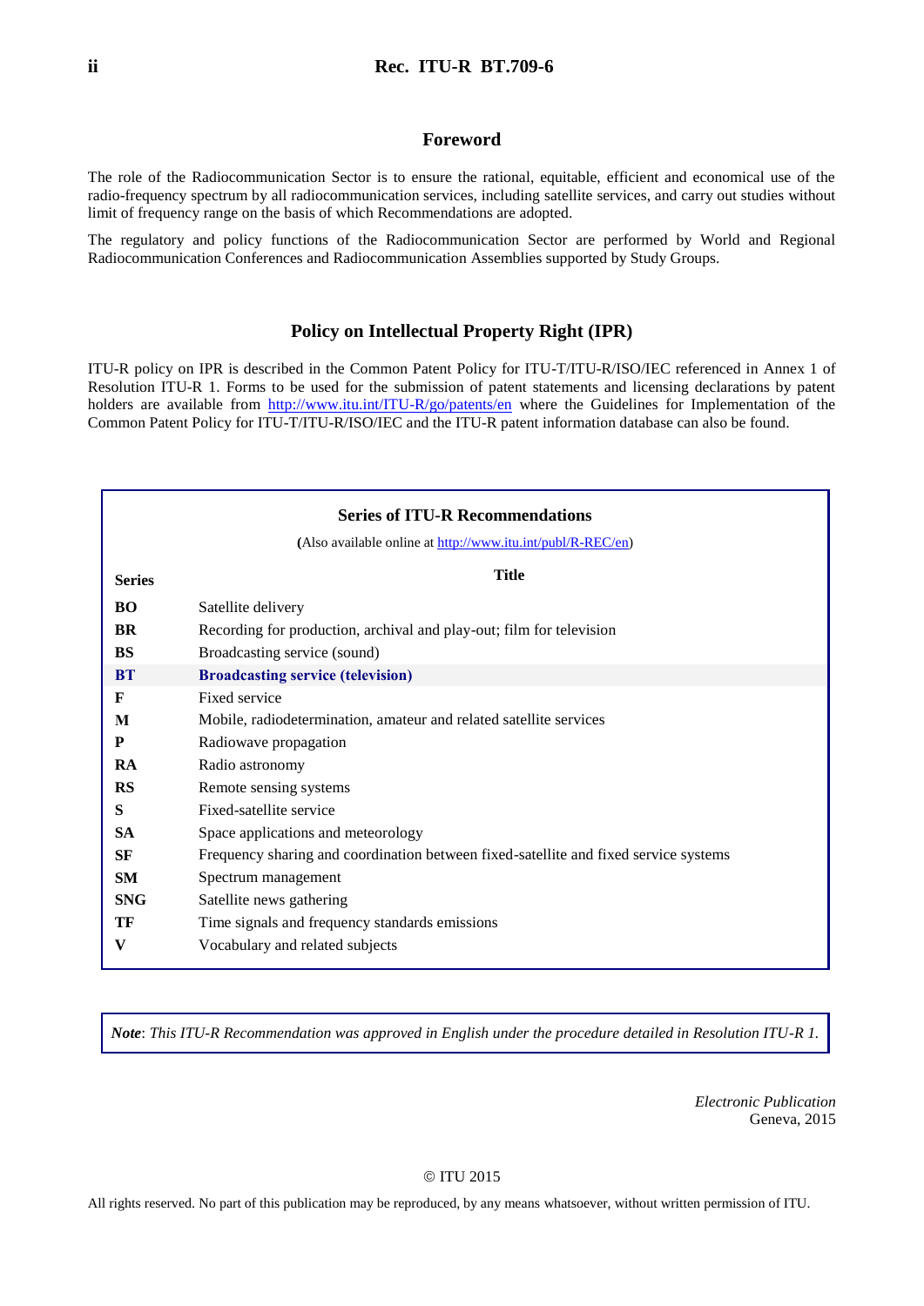## Foreword

The role of the Radiocommunication Sector is to ensure the rational, equitable, efficient and economical use of the radio-frequency spectrum by all radiocommunication services, including satellite services, and carry out studies without limit of frequency range on the basis of which Recommendations are adopted.

The regulatory and policy functions of the Radiocommunication Sector are performed by World and Regional Radiocommunication Conferences and Radiocommunication Assemblies supported by Study Groups.

## Policy on Intellectual Property Right (IPR)

ITU-R policy on IPR is described in the Common Patent Policy for ITU-T/ITU-R/ISO/IEC referenced in Annex 1 of Resolution ITU-R 1. Forms to be used for the submission of patent statements and licensing declarations by patent holders are available from http://www.itu.int/ITU-R/go/patents/en where the Guidelines for Implementation of the Common Patent Policy for ITU-T/ITU-R/ISO/IEC and the ITU-R patent information database can also be found.

### Series of ITU-R Recommendations

(Also available online at http://www.itu.int/publ/R-REC/en)

| Series | Title |
|---|---|
| **BO** | Satellite delivery |
| **BR** | Recording for production, archival and play-out; film for television |
| **BS** | Broadcasting service (sound) |
| **BT** | **Broadcasting service (television)** |
| **F** | Fixed service |
| **M** | Mobile, radiodetermination, amateur and related satellite services |
| **P** | Radiowave propagation |
| **RA** | Radio astronomy |
| **RS** | Remote sensing systems |
| **S** | Fixed-satellite service |
| **SA** | Space applications and meteorology |
| **SF** | Frequency sharing and coordination between fixed-satellite and fixed service systems |
| **SM** | Spectrum management |
| **SNG** | Satellite news gathering |
| **TF** | Time signals and frequency standards emissions |
| **V** | Vocabulary and related subjects |

***Note**: This ITU-R Recommendation was approved in English under the procedure detailed in Resolution ITU-R 1.*

*Electronic Publication*
Geneva, 2015

© ITU 2015

All rights reserved. No part of this publication may be reproduced, by any means whatsoever, without written permission of ITU.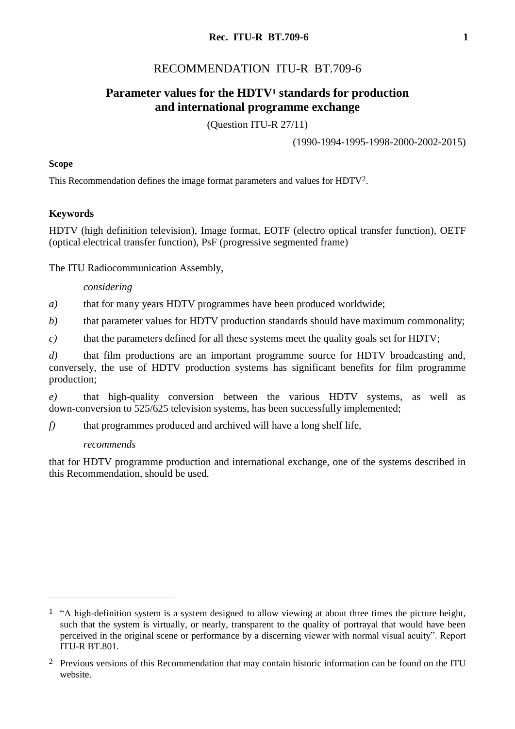# RECOMMENDATION ITU-R BT.709-6

## Parameter values for the HDTV[1] standards for production and international programme exchange

(Question ITU-R 27/11)

(1990-1994-1995-1998-2000-2002-2015)

**Scope**

This Recommendation defines the image format parameters and values for HDTV[2].

**Keywords**

HDTV (high definition television), Image format, EOTF (electro optical transfer function), OETF (optical electrical transfer function), PsF (progressive segmented frame)

The ITU Radiocommunication Assembly,

*considering*

*a)* that for many years HDTV programmes have been produced worldwide;

*b)* that parameter values for HDTV production standards should have maximum commonality;

*c)* that the parameters defined for all these systems meet the quality goals set for HDTV;

*d)* that film productions are an important programme source for HDTV broadcasting and, conversely, the use of HDTV production systems has significant benefits for film programme production;

*e)* that high-quality conversion between the various HDTV systems, as well as down-conversion to 525/625 television systems, has been successfully implemented;

*f)* that programmes produced and archived will have a long shelf life,

*recommends*

that for HDTV programme production and international exchange, one of the systems described in this Recommendation, should be used.

---

[1] "A high-definition system is a system designed to allow viewing at about three times the picture height, such that the system is virtually, or nearly, transparent to the quality of portrayal that would have been perceived in the original scene or performance by a discerning viewer with normal visual acuity". Report ITU-R BT.801.

[2] Previous versions of this Recommendation that may contain historic information can be found on the ITU website.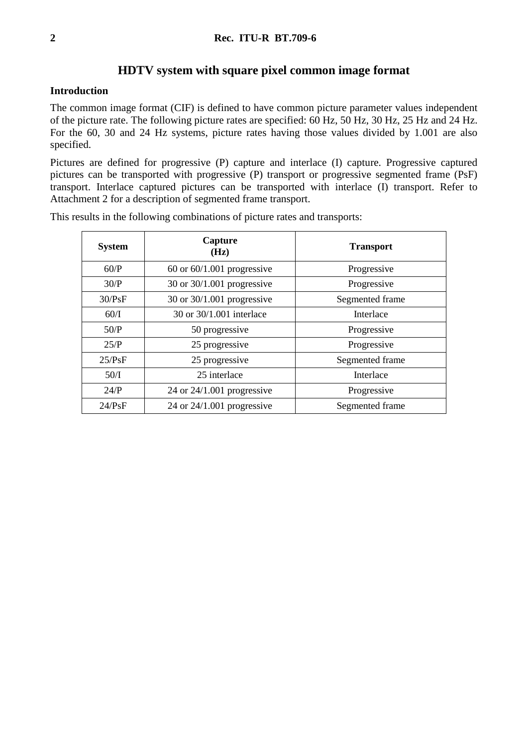# HDTV system with square pixel common image format

## Introduction

The common image format (CIF) is defined to have common picture parameter values independent of the picture rate. The following picture rates are specified: 60 Hz, 50 Hz, 30 Hz, 25 Hz and 24 Hz. For the 60, 30 and 24 Hz systems, picture rates having those values divided by 1.001 are also specified.

Pictures are defined for progressive (P) capture and interlace (I) capture. Progressive captured pictures can be transported with progressive (P) transport or progressive segmented frame (PsF) transport. Interlace captured pictures can be transported with interlace (I) transport. Refer to Attachment 2 for a description of segmented frame transport.

This results in the following combinations of picture rates and transports:

| System | Capture (Hz) | Transport |
|---|---|---|
| 60/P | 60 or 60/1.001 progressive | Progressive |
| 30/P | 30 or 30/1.001 progressive | Progressive |
| 30/PsF | 30 or 30/1.001 progressive | Segmented frame |
| 60/I | 30 or 30/1.001 interlace | Interlace |
| 50/P | 50 progressive | Progressive |
| 25/P | 25 progressive | Progressive |
| 25/PsF | 25 progressive | Segmented frame |
| 50/I | 25 interlace | Interlace |
| 24/P | 24 or 24/1.001 progressive | Progressive |
| 24/PsF | 24 or 24/1.001 progressive | Segmented frame |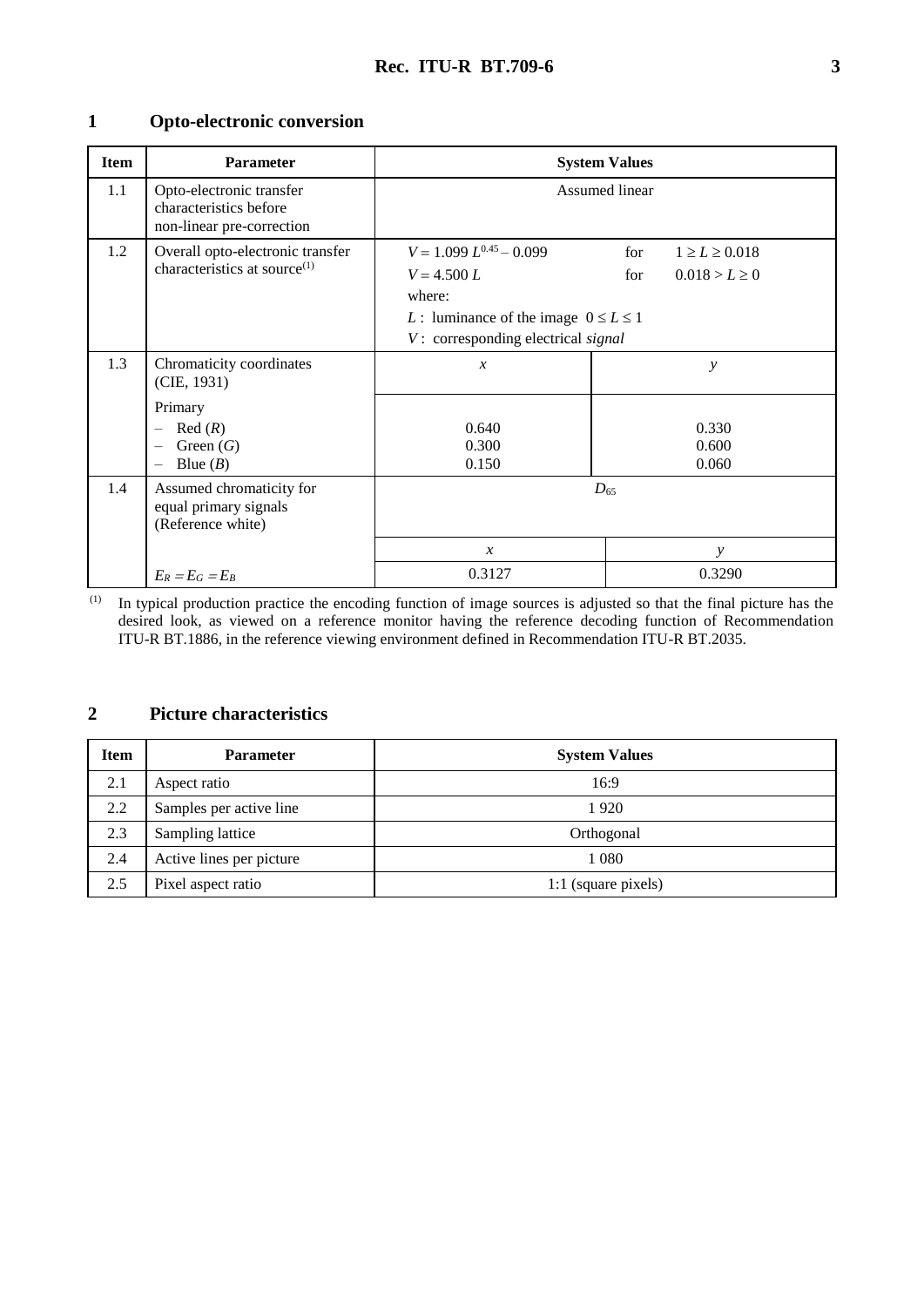## 1 Opto-electronic conversion

| Item | Parameter | System Values | |
|---|---|---|---|
| 1.1 | Opto-electronic transfer characteristics before non-linear pre-correction | Assumed linear | |
| 1.2 | Overall opto-electronic transfer characteristics at source(1) | $V = 1.099\, L^{0.45} - 0.099$ for $1 \geq L \geq 0.018$<br>$V = 4.500\, L$ for $0.018 > L \geq 0$<br>where:<br>$L$ : luminance of the image $0 \leq L \leq 1$<br>$V$ : corresponding electrical *signal* | |
| 1.3 | Chromaticity coordinates (CIE, 1931) | $x$ | $y$ |
| | Primary<br>– Red ($R$)<br>– Green ($G$)<br>– Blue ($B$) | <br>0.640<br>0.300<br>0.150 | <br>0.330<br>0.600<br>0.060 |
| 1.4 | Assumed chromaticity for equal primary signals (Reference white) | $D_{65}$ | |
| | | $x$ | $y$ |
| | $E_R = E_G = E_B$ | 0.3127 | 0.3290 |

(1) In typical production practice the encoding function of image sources is adjusted so that the final picture has the desired look, as viewed on a reference monitor having the reference decoding function of Recommendation ITU-R BT.1886, in the reference viewing environment defined in Recommendation ITU-R BT.2035.

## 2 Picture characteristics

| Item | Parameter | System Values |
|---|---|---|
| 2.1 | Aspect ratio | 16:9 |
| 2.2 | Samples per active line | 1 920 |
| 2.3 | Sampling lattice | Orthogonal |
| 2.4 | Active lines per picture | 1 080 |
| 2.5 | Pixel aspect ratio | 1:1 (square pixels) |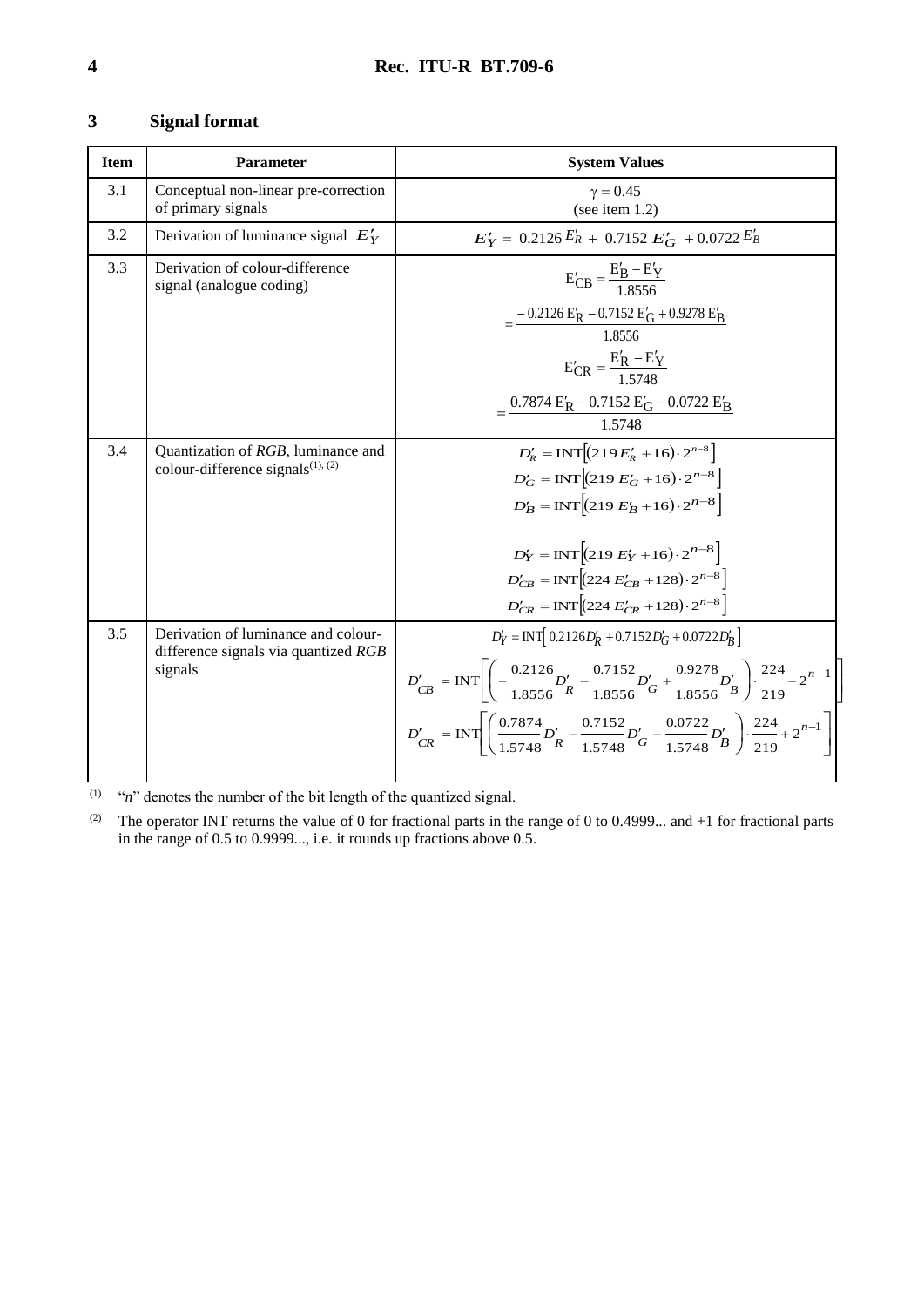## 3 Signal format

| Item | Parameter | System Values |
|---|---|---|
| 3.1 | Conceptual non-linear pre-correction of primary signals | $\gamma = 0.45$<br>(see item 1.2) |
| 3.2 | Derivation of luminance signal $E'_Y$ | $E'_Y = 0.2126\,E'_R + 0.7152\,E'_G + 0.0722\,E'_B$ |
| 3.3 | Derivation of colour-difference signal (analogue coding) | $E'_{CB} = \frac{E'_B - E'_Y}{1.8556}$<br>$= \frac{-0.2126\,E'_R - 0.7152\,E'_G + 0.9278\,E'_B}{1.8556}$<br>$E'_{CR} = \frac{E'_R - E'_Y}{1.5748}$<br>$= \frac{0.7874\,E'_R - 0.7152\,E'_G - 0.0722\,E'_B}{1.5748}$ |
| 3.4 | Quantization of *RGB*, luminance and colour-difference signals[(1), (2)] | $D'_R = \text{INT}\left[(219\,E'_R + 16)\cdot 2^{n-8}\right]$<br>$D'_G = \text{INT}\left[(219\,E'_G + 16)\cdot 2^{n-8}\right]$<br>$D'_B = \text{INT}\left[(219\,E'_B + 16)\cdot 2^{n-8}\right]$<br><br>$D'_Y = \text{INT}\left[(219\,E'_Y + 16)\cdot 2^{n-8}\right]$<br>$D'_{CB} = \text{INT}\left[(224\,E'_{CB} + 128)\cdot 2^{n-8}\right]$<br>$D'_{CR} = \text{INT}\left[(224\,E'_{CR} + 128)\cdot 2^{n-8}\right]$ |
| 3.5 | Derivation of luminance and colour-difference signals via quantized *RGB* signals | $D'_Y = \text{INT}\left[0.2126 D'_R + 0.7152 D'_G + 0.0722 D'_B\right]$<br>$D'_{CB} = \text{INT}\left[\left(-\frac{0.2126}{1.8556}D'_R - \frac{0.7152}{1.8556}D'_G + \frac{0.9278}{1.8556}D'_B\right)\cdot\frac{224}{219} + 2^{n-1}\right]$<br>$D'_{CR} = \text{INT}\left[\left(\frac{0.7874}{1.5748}D'_R - \frac{0.7152}{1.5748}D'_G - \frac{0.0722}{1.5748}D'_B\right)\cdot\frac{224}{219} + 2^{n-1}\right]$ |

(1) "*n*" denotes the number of the bit length of the quantized signal.

(2) The operator INT returns the value of 0 for fractional parts in the range of 0 to 0.4999... and +1 for fractional parts in the range of 0.5 to 0.9999..., i.e. it rounds up fractions above 0.5.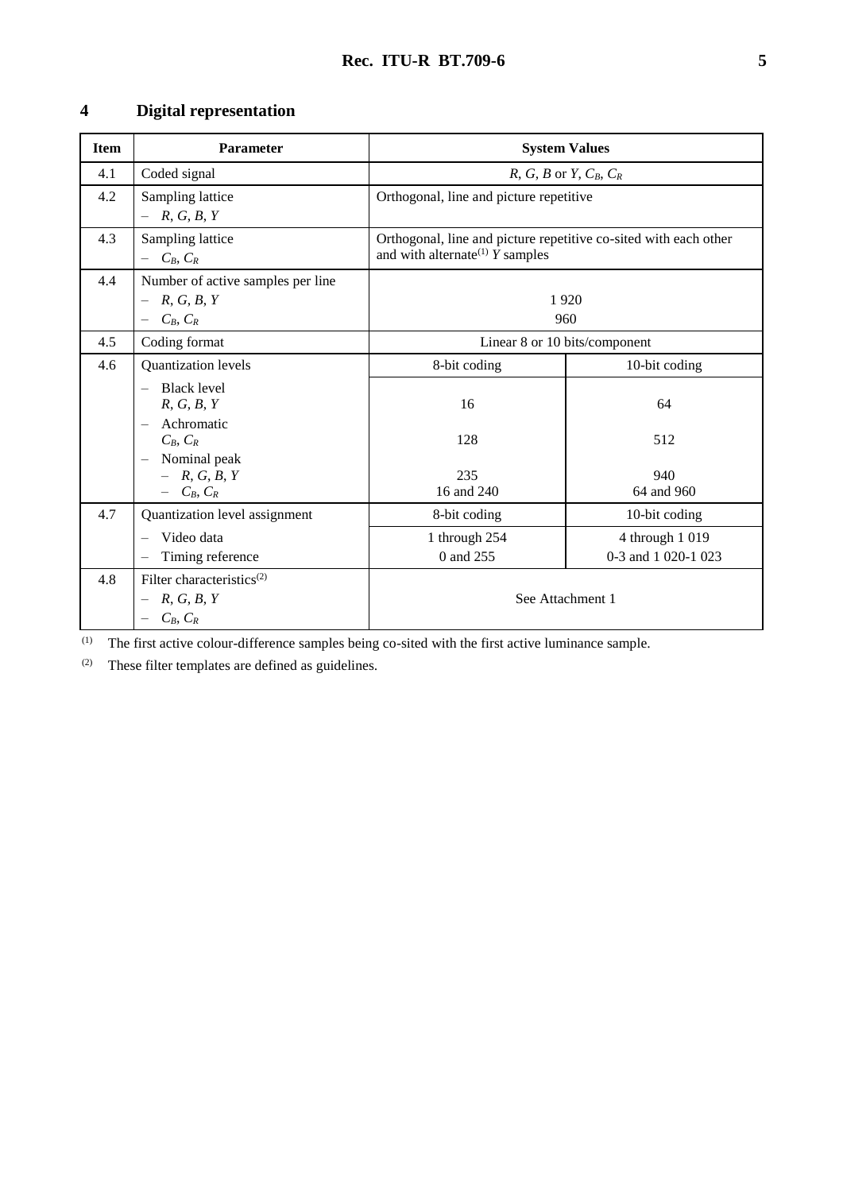## 4 Digital representation

| Item | Parameter | System Values | |
|---|---|---|---|
| 4.1 | Coded signal | $R$, $G$, $B$ or $Y$, $C_B$, $C_R$ | |
| 4.2 | Sampling lattice<br>– $R$, $G$, $B$, $Y$ | Orthogonal, line and picture repetitive | |
| 4.3 | Sampling lattice<br>– $C_B$, $C_R$ | Orthogonal, line and picture repetitive co-sited with each other and with alternate[(1)] $Y$ samples | |
| 4.4 | Number of active samples per line<br>– $R$, $G$, $B$, $Y$<br>– $C_B$, $C_R$ | 1 920<br>960 | |
| 4.5 | Coding format | Linear 8 or 10 bits/component | |
| 4.6 | Quantization levels | 8-bit coding | 10-bit coding |
| | – Black level<br>$R$, $G$, $B$, $Y$<br>– Achromatic<br>$C_B$, $C_R$<br>– Nominal peak<br>– $R$, $G$, $B$, $Y$<br>– $C_B$, $C_R$ | 16<br><br>128<br><br>235<br>16 and 240 | 64<br><br>512<br><br>940<br>64 and 960 |
| 4.7 | Quantization level assignment | 8-bit coding | 10-bit coding |
| | – Video data<br>– Timing reference | 1 through 254<br>0 and 255 | 4 through 1 019<br>0-3 and 1 020-1 023 |
| 4.8 | Filter characteristics[(2)]<br>– $R$, $G$, $B$, $Y$<br>– $C_B$, $C_R$ | See Attachment 1 | |

[(1)] The first active colour-difference samples being co-sited with the first active luminance sample.

[(2)] These filter templates are defined as guidelines.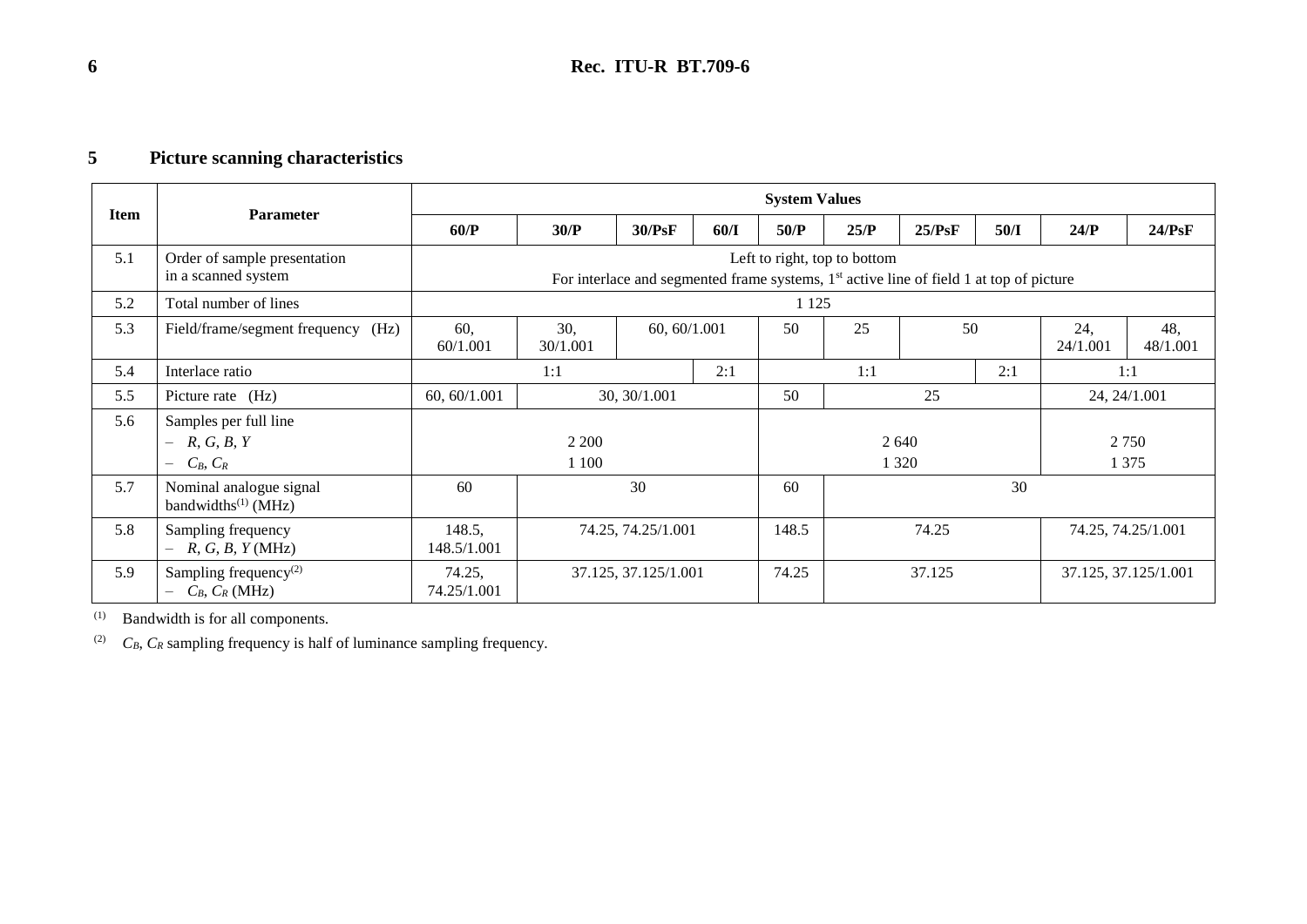## 5 Picture scanning characteristics

| Item | Parameter | System Values | | | | | | | | | |
|---|---|---|---|---|---|---|---|---|---|---|---|
| | | **60/P** | **30/P** | **30/PsF** | **60/I** | **50/P** | **25/P** | **25/PsF** | **50/I** | **24/P** | **24/PsF** |
| 5.1 | Order of sample presentation in a scanned system | Left to right, top to bottom<br>For interlace and segmented frame systems, 1st active line of field 1 at top of picture | | | | | | | | | |
| 5.2 | Total number of lines | 1 125 | | | | | | | | | |
| 5.3 | Field/frame/segment frequency (Hz) | 60, 60/1.001 | 30, 30/1.001 | 60, 60/1.001 | | 50 | 25 | 50 | | 24, 24/1.001 | 48, 48/1.001 |
| 5.4 | Interlace ratio | 1:1 | | | 2:1 | 1:1 | | | 2:1 | 1:1 | |
| 5.5 | Picture rate (Hz) | 60, 60/1.001 | 30, 30/1.001 | | | 50 | 25 | | | 24, 24/1.001 | |
| 5.6 | Samples per full line<br>– $R$, $G$, $B$, $Y$<br>– $C_B$, $C_R$ | 2 200<br>1 100 | | | | 2 640<br>1 320 | | | | 2 750<br>1 375 | |
| 5.7 | Nominal analogue signal bandwidths(1) (MHz) | 60 | 30 | | | 60 | 30 | | | | |
| 5.8 | Sampling frequency<br>– $R$, $G$, $B$, $Y$ (MHz) | 148.5, 148.5/1.001 | 74.25, 74.25/1.001 | | | 148.5 | 74.25 | | | 74.25, 74.25/1.001 | |
| 5.9 | Sampling frequency(2)<br>– $C_B$, $C_R$ (MHz) | 74.25, 74.25/1.001 | 37.125, 37.125/1.001 | | | 74.25 | 37.125 | | | 37.125, 37.125/1.001 | |

(1) Bandwidth is for all components.

(2) $C_B$, $C_R$ sampling frequency is half of luminance sampling frequency.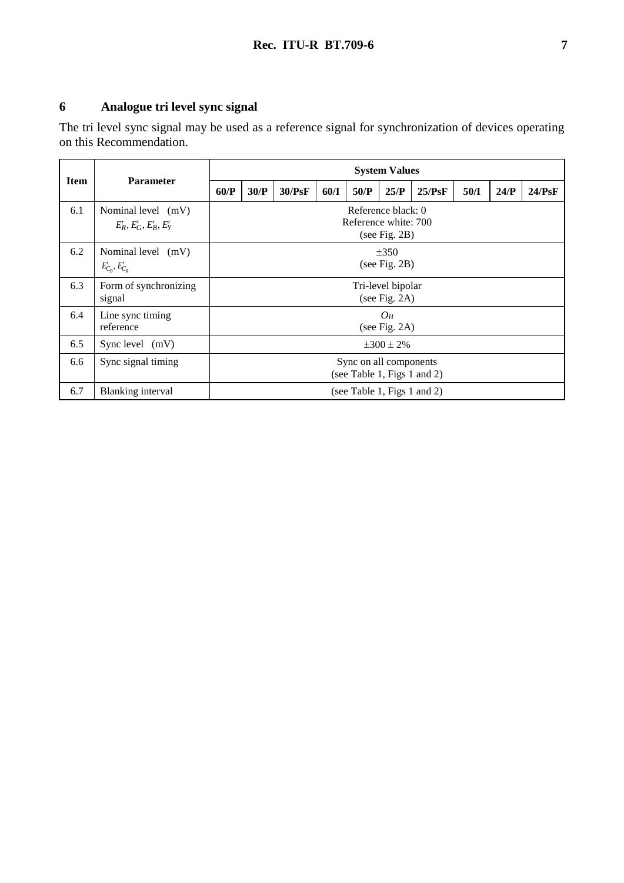## 6 Analogue tri level sync signal

The tri level sync signal may be used as a reference signal for synchronization of devices operating on this Recommendation.

| Item | Parameter | System Values | | | | | | | | | |
|---|---|---|---|---|---|---|---|---|---|---|---|
| | | **60/P** | **30/P** | **30/PsF** | **60/I** | **50/P** | **25/P** | **25/PsF** | **50/I** | **24/P** | **24/PsF** |
| 6.1 | Nominal level (mV) $E'_R, E'_G, E'_B, E'_Y$ | Reference black: 0<br>Reference white: 700<br>(see Fig. 2B) | | | | | | | | | |
| 6.2 | Nominal level (mV) $E'_{C_B}, E'_{C_R}$ | ±350<br>(see Fig. 2B) | | | | | | | | | |
| 6.3 | Form of synchronizing signal | Tri-level bipolar<br>(see Fig. 2A) | | | | | | | | | |
| 6.4 | Line sync timing reference | $O_H$<br>(see Fig. 2A) | | | | | | | | | |
| 6.5 | Sync level (mV) | ±300 ± 2% | | | | | | | | | |
| 6.6 | Sync signal timing | Sync on all components<br>(see Table 1, Figs 1 and 2) | | | | | | | | | |
| 6.7 | Blanking interval | (see Table 1, Figs 1 and 2) | | | | | | | | | |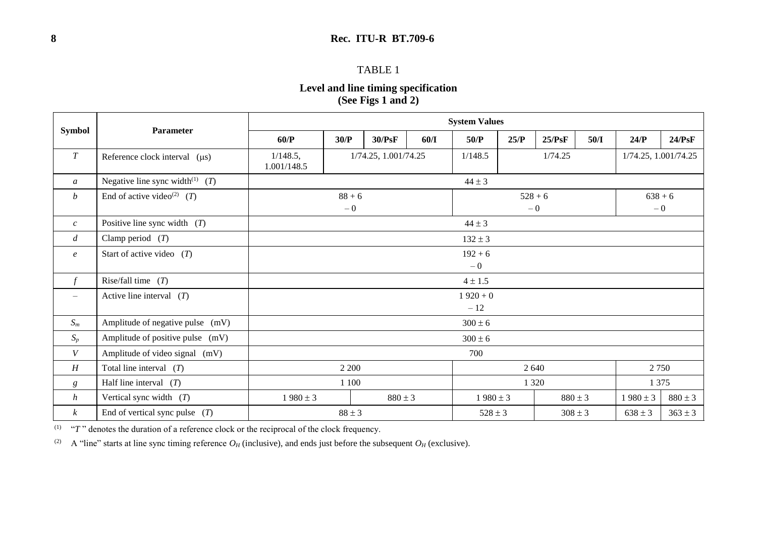TABLE 1

**Level and line timing specification**
**(See Figs 1 and 2)**

| Symbol | Parameter | System Values | | | | | | | | | |
|---|---|---|---|---|---|---|---|---|---|---|---|
| | | **60/P** | **30/P** | **30/PsF** | **60/I** | **50/P** | **25/P** | **25/PsF** | **50/I** | **24/P** | **24/PsF** |
| $T$ | Reference clock interval (μs) | 1/148.5, 1.001/148.5 | 1/74.25, 1.001/74.25 | | | 1/148.5 | 1/74.25 | | | 1/74.25, 1.001/74.25 | |
| $a$ | Negative line sync width[(1)] ($T$) | $44 \pm 3$ | | | | | | | | | |
| $b$ | End of active video[(2)] ($T$) | $88 {+6 \atop -0}$ | | | | $528 {+6 \atop -0}$ | | | | $638 {+6 \atop -0}$ | |
| $c$ | Positive line sync width ($T$) | $44 \pm 3$ | | | | | | | | | |
| $d$ | Clamp period ($T$) | $132 \pm 3$ | | | | | | | | | |
| $e$ | Start of active video ($T$) | $192 {+6 \atop -0}$ | | | | | | | | | |
| $f$ | Rise/fall time ($T$) | $4 \pm 1.5$ | | | | | | | | | |
| – | Active line interval ($T$) | $1\,920 {+0 \atop -12}$ | | | | | | | | | |
| $S_m$ | Amplitude of negative pulse (mV) | $300 \pm 6$ | | | | | | | | | |
| $S_p$ | Amplitude of positive pulse (mV) | $300 \pm 6$ | | | | | | | | | |
| $V$ | Amplitude of video signal (mV) | 700 | | | | | | | | | |
| $H$ | Total line interval ($T$) | 2 200 | | | | 2 640 | | | | 2 750 | |
| $g$ | Half line interval ($T$) | 1 100 | | | | 1 320 | | | | 1 375 | |
| $h$ | Vertical sync width ($T$) | $1\,980 \pm 3$ | | $880 \pm 3$ | | $1\,980 \pm 3$ | | $880 \pm 3$ | | $1\,980 \pm 3$ | $880 \pm 3$ |
| $k$ | End of vertical sync pulse ($T$) | $88 \pm 3$ | | | | $528 \pm 3$ | | $308 \pm 3$ | | $638 \pm 3$ | $363 \pm 3$ |

(1) "$T$" denotes the duration of a reference clock or the reciprocal of the clock frequency.

(2) A "line" starts at line sync timing reference $O_H$ (inclusive), and ends just before the subsequent $O_H$ (exclusive).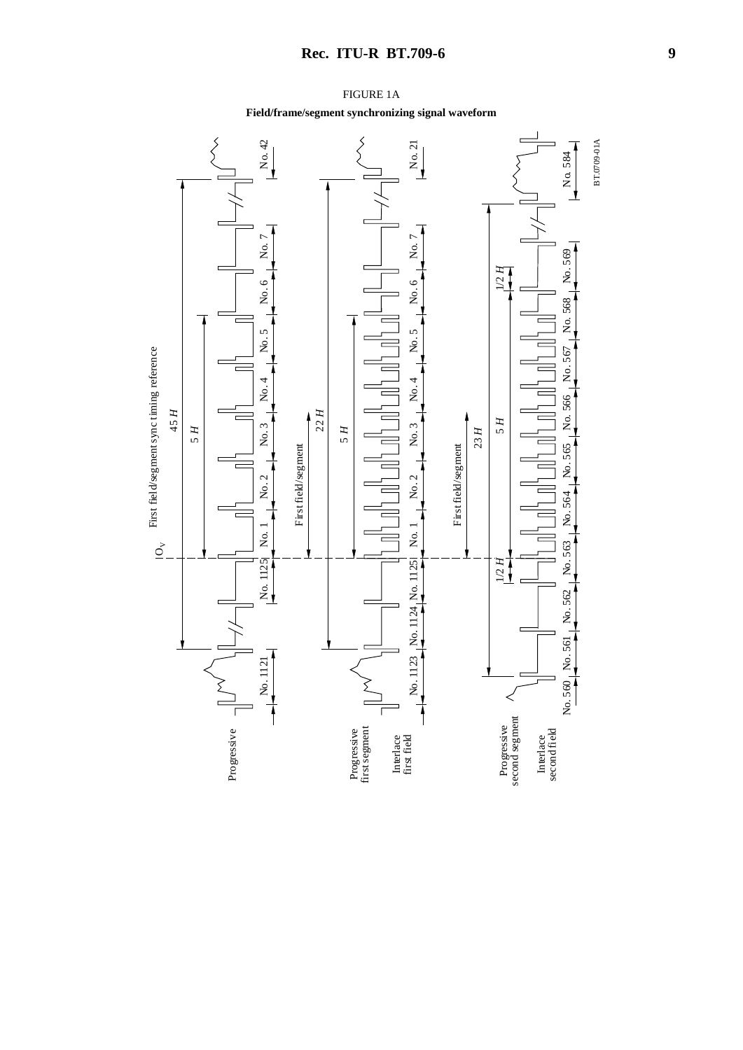FIGURE 1A

**Field/frame/segment synchronizing signal waveform**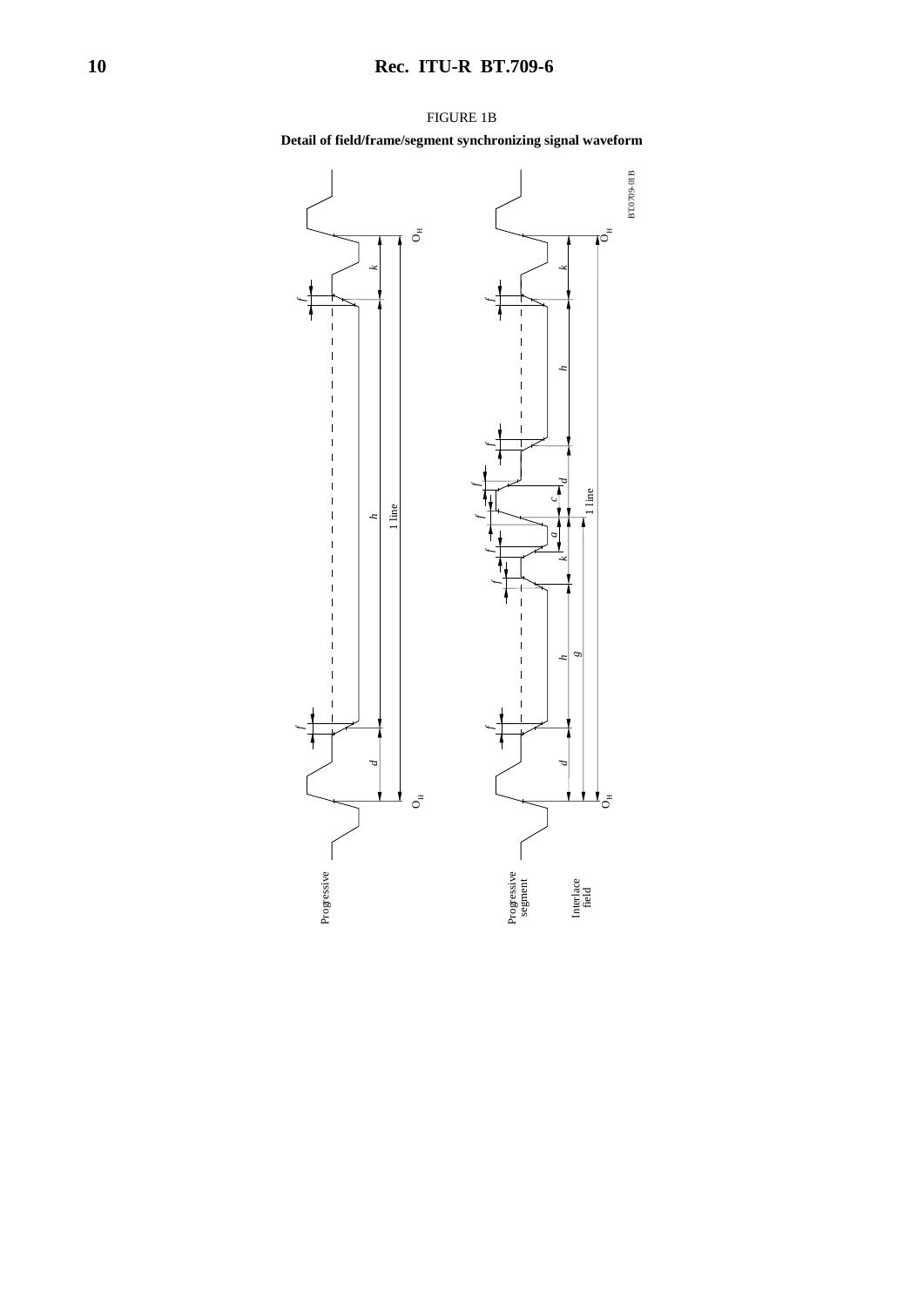FIGURE 1B

**Detail of field/frame/segment synchronizing signal waveform**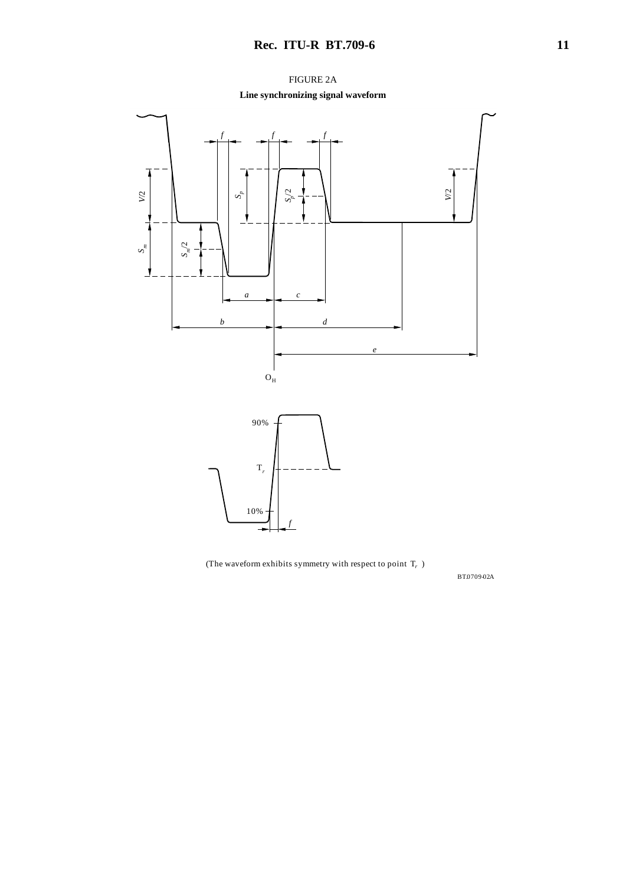FIGURE 2A

**Line synchronizing signal waveform**

(The waveform exhibits symmetry with respect to point $T_r$ )

BT.0709-02A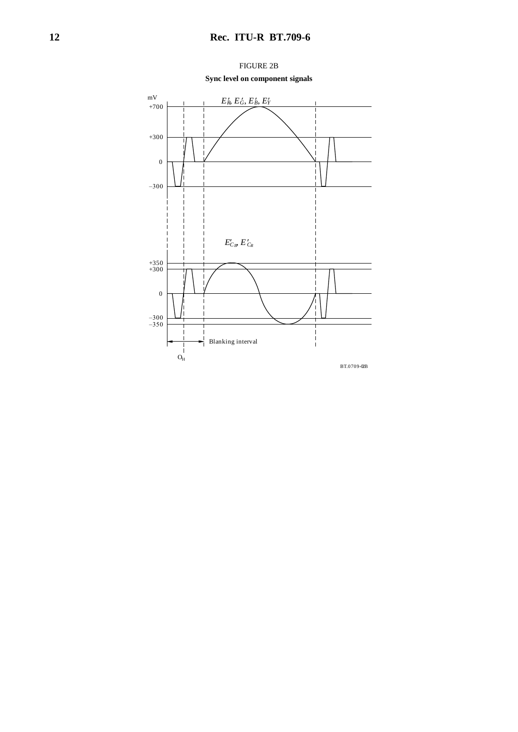FIGURE 2B

**Sync level on component signals**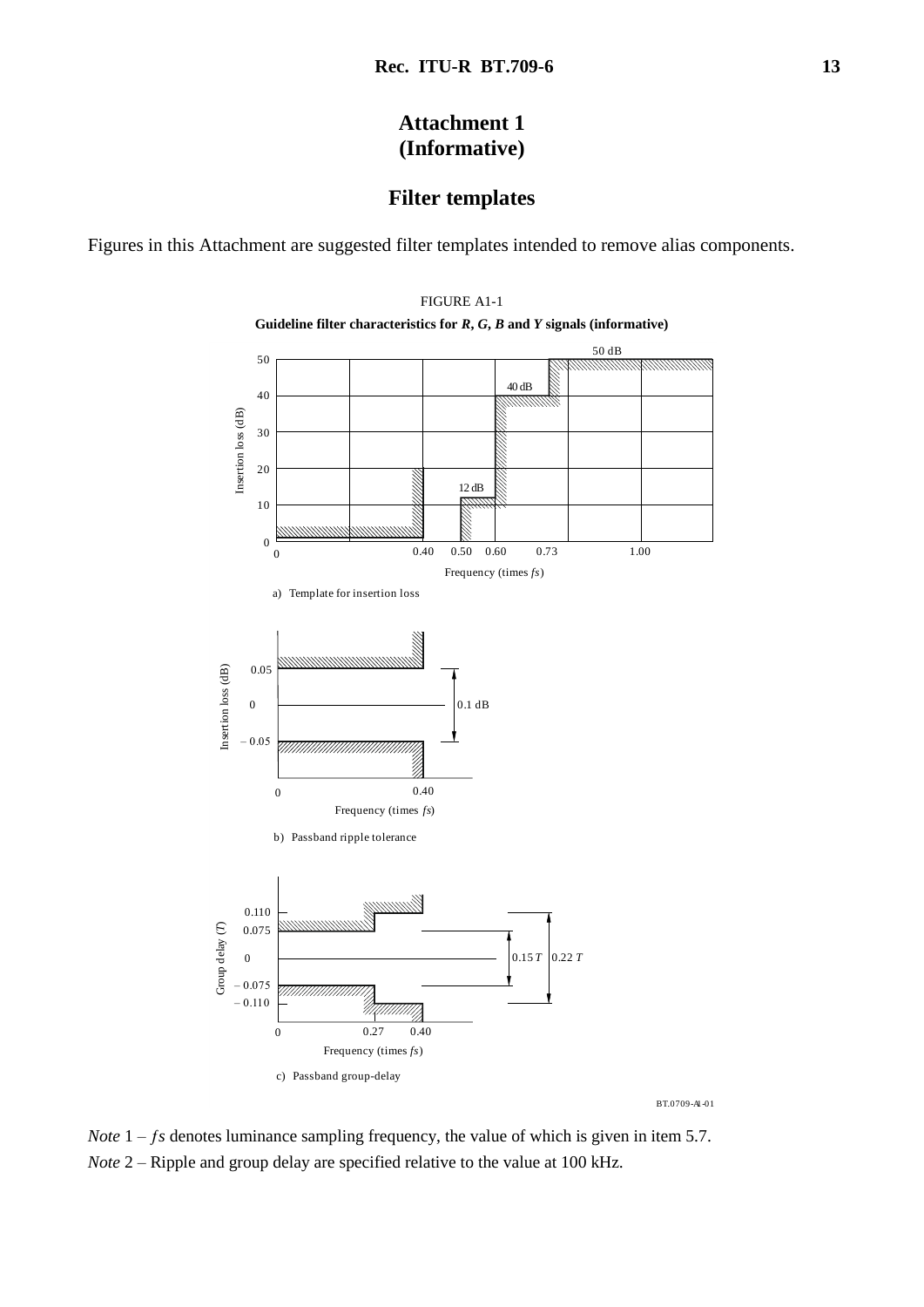# Attachment 1
# (Informative)

## Filter templates

Figures in this Attachment are suggested filter templates intended to remove alias components.

FIGURE A1-1

**Guideline filter characteristics for *R*, *G*, *B* and *Y* signals (informative)**

a) Template for insertion loss

b) Passband ripple tolerance

c) Passband group-delay

*Note* 1 – *ƒs* denotes luminance sampling frequency, the value of which is given in item 5.7.

*Note* 2 – Ripple and group delay are specified relative to the value at 100 kHz.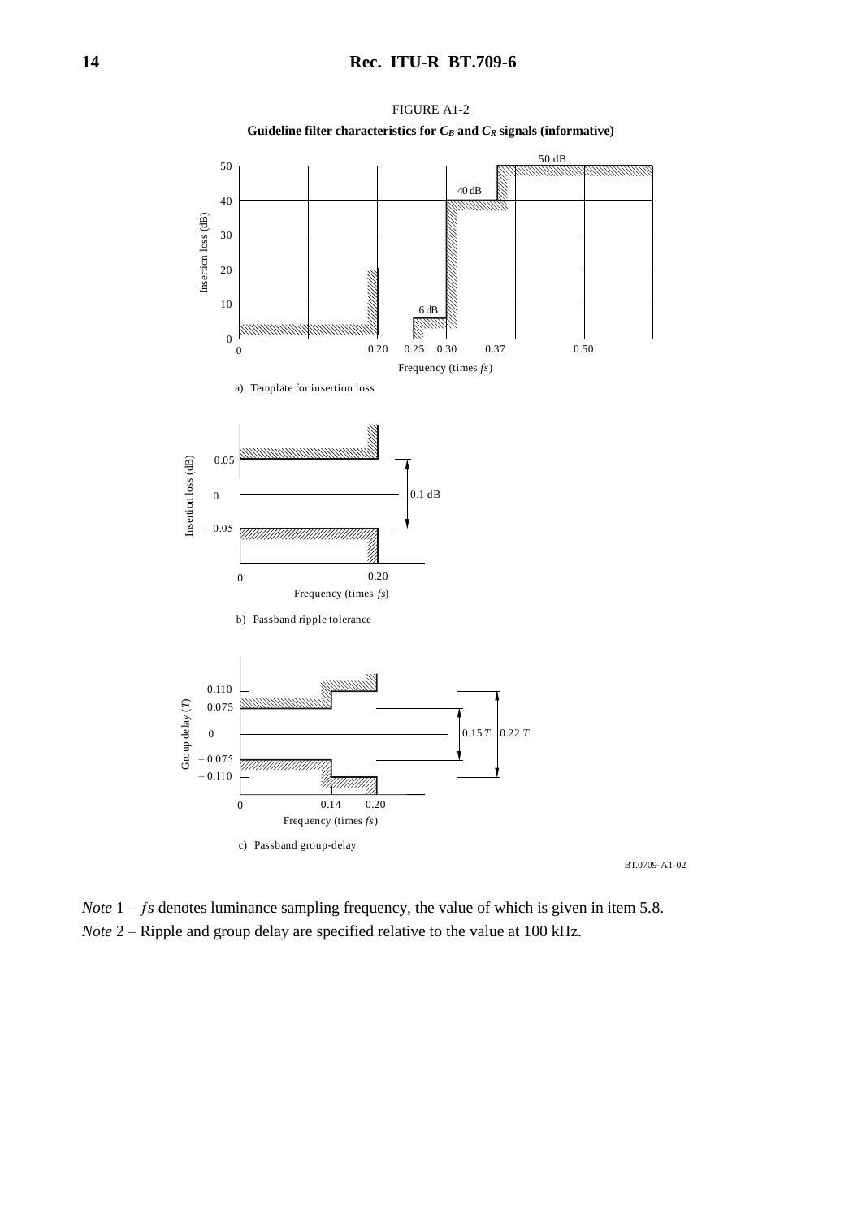FIGURE A1-2

**Guideline filter characteristics for $C_B$ and $C_R$ signals (informative)**

a) Template for insertion loss

b) Passband ripple tolerance

c) Passband group-delay

BT.0709-A1-02

*Note* 1 – *fs* denotes luminance sampling frequency, the value of which is given in item 5.8.

*Note* 2 – Ripple and group delay are specified relative to the value at 100 kHz.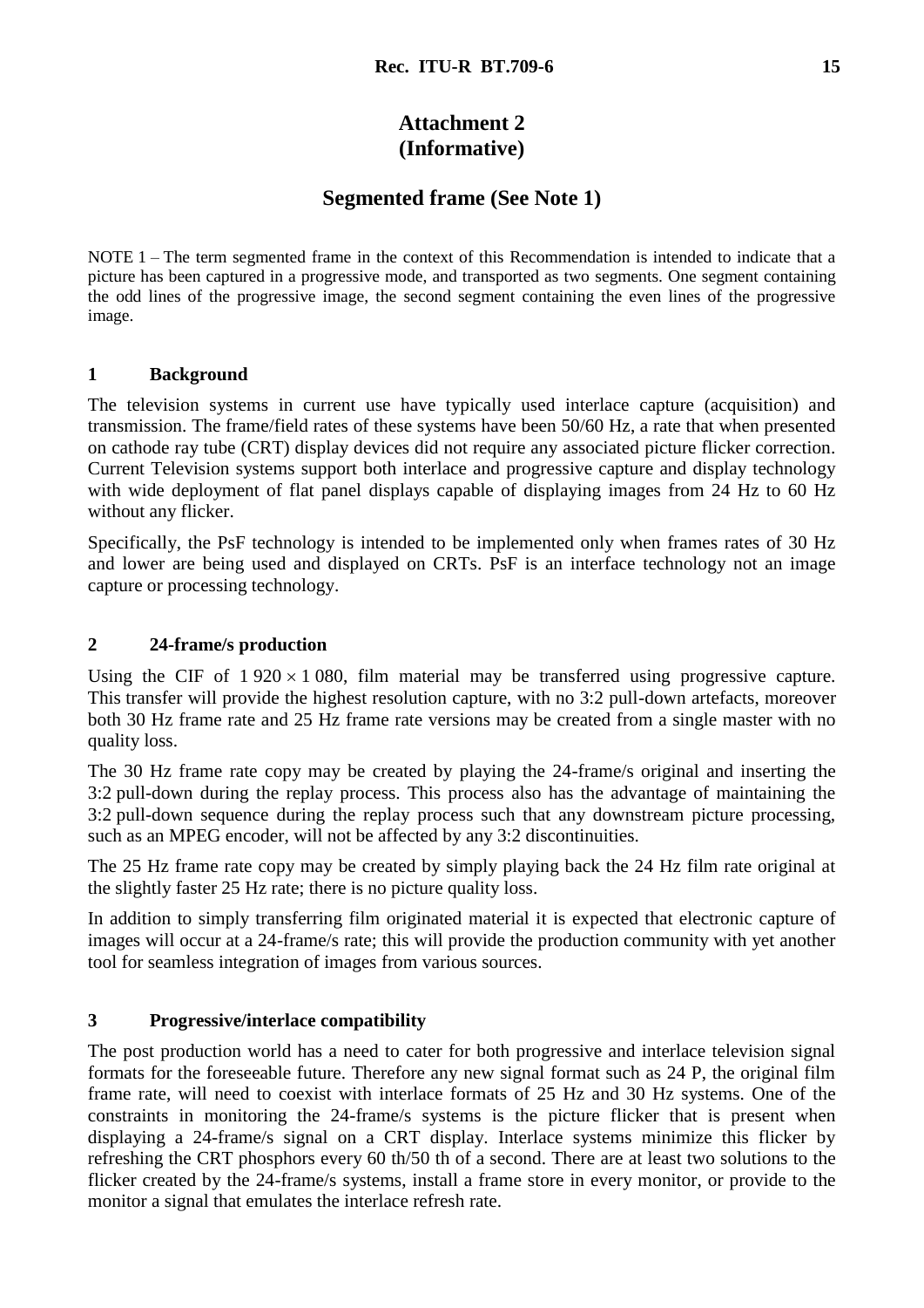# Attachment 2
# (Informative)

## Segmented frame (See Note 1)

NOTE 1 – The term segmented frame in the context of this Recommendation is intended to indicate that a picture has been captured in a progressive mode, and transported as two segments. One segment containing the odd lines of the progressive image, the second segment containing the even lines of the progressive image.

### 1 Background

The television systems in current use have typically used interlace capture (acquisition) and transmission. The frame/field rates of these systems have been 50/60 Hz, a rate that when presented on cathode ray tube (CRT) display devices did not require any associated picture flicker correction. Current Television systems support both interlace and progressive capture and display technology with wide deployment of flat panel displays capable of displaying images from 24 Hz to 60 Hz without any flicker.

Specifically, the PsF technology is intended to be implemented only when frames rates of 30 Hz and lower are being used and displayed on CRTs. PsF is an interface technology not an image capture or processing technology.

### 2 24-frame/s production

Using the CIF of $1\,920 \times 1\,080$, film material may be transferred using progressive capture. This transfer will provide the highest resolution capture, with no 3:2 pull-down artefacts, moreover both 30 Hz frame rate and 25 Hz frame rate versions may be created from a single master with no quality loss.

The 30 Hz frame rate copy may be created by playing the 24-frame/s original and inserting the 3:2 pull-down during the replay process. This process also has the advantage of maintaining the 3:2 pull-down sequence during the replay process such that any downstream picture processing, such as an MPEG encoder, will not be affected by any 3:2 discontinuities.

The 25 Hz frame rate copy may be created by simply playing back the 24 Hz film rate original at the slightly faster 25 Hz rate; there is no picture quality loss.

In addition to simply transferring film originated material it is expected that electronic capture of images will occur at a 24-frame/s rate; this will provide the production community with yet another tool for seamless integration of images from various sources.

### 3 Progressive/interlace compatibility

The post production world has a need to cater for both progressive and interlace television signal formats for the foreseeable future. Therefore any new signal format such as 24 P, the original film frame rate, will need to coexist with interlace formats of 25 Hz and 30 Hz systems. One of the constraints in monitoring the 24-frame/s systems is the picture flicker that is present when displaying a 24-frame/s signal on a CRT display. Interlace systems minimize this flicker by refreshing the CRT phosphors every 60 th/50 th of a second. There are at least two solutions to the flicker created by the 24-frame/s systems, install a frame store in every monitor, or provide to the monitor a signal that emulates the interlace refresh rate.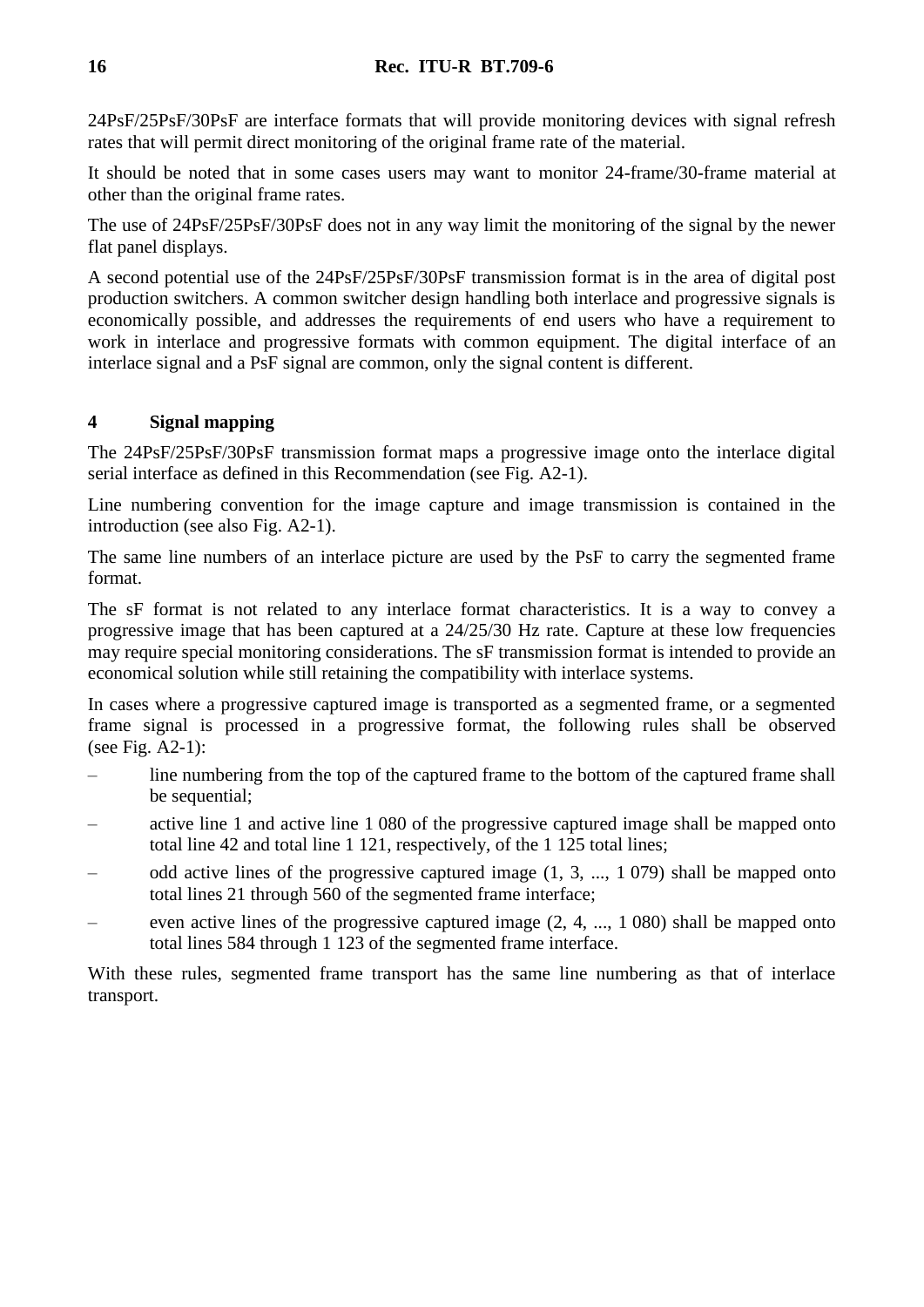24PsF/25PsF/30PsF are interface formats that will provide monitoring devices with signal refresh rates that will permit direct monitoring of the original frame rate of the material.

It should be noted that in some cases users may want to monitor 24-frame/30-frame material at other than the original frame rates.

The use of 24PsF/25PsF/30PsF does not in any way limit the monitoring of the signal by the newer flat panel displays.

A second potential use of the 24PsF/25PsF/30PsF transmission format is in the area of digital post production switchers. A common switcher design handling both interlace and progressive signals is economically possible, and addresses the requirements of end users who have a requirement to work in interlace and progressive formats with common equipment. The digital interface of an interlace signal and a PsF signal are common, only the signal content is different.

## 4 Signal mapping

The 24PsF/25PsF/30PsF transmission format maps a progressive image onto the interlace digital serial interface as defined in this Recommendation (see Fig. A2-1).

Line numbering convention for the image capture and image transmission is contained in the introduction (see also Fig. A2-1).

The same line numbers of an interlace picture are used by the PsF to carry the segmented frame format.

The sF format is not related to any interlace format characteristics. It is a way to convey a progressive image that has been captured at a 24/25/30 Hz rate. Capture at these low frequencies may require special monitoring considerations. The sF transmission format is intended to provide an economical solution while still retaining the compatibility with interlace systems.

In cases where a progressive captured image is transported as a segmented frame, or a segmented frame signal is processed in a progressive format, the following rules shall be observed (see Fig. A2-1):

– line numbering from the top of the captured frame to the bottom of the captured frame shall be sequential;

– active line 1 and active line 1 080 of the progressive captured image shall be mapped onto total line 42 and total line 1 121, respectively, of the 1 125 total lines;

– odd active lines of the progressive captured image (1, 3, ..., 1 079) shall be mapped onto total lines 21 through 560 of the segmented frame interface;

– even active lines of the progressive captured image (2, 4, ..., 1 080) shall be mapped onto total lines 584 through 1 123 of the segmented frame interface.

With these rules, segmented frame transport has the same line numbering as that of interlace transport.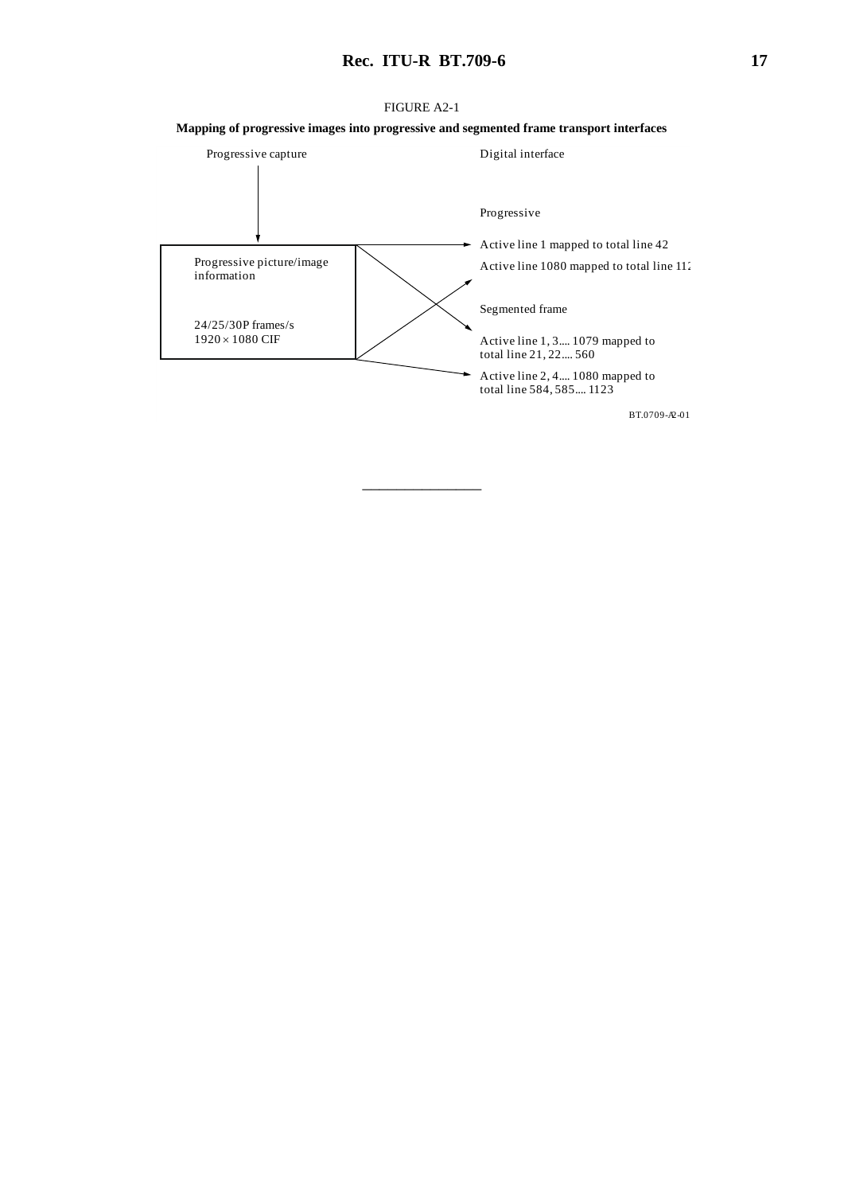FIGURE A2-1

**Mapping of progressive images into progressive and segmented frame transport interfaces**

Progressive capture

Digital interface

Progressive

Active line 1 mapped to total line 42

Active line 1080 mapped to total line 112

Progressive picture/image information

24/25/30P frames/s
1920 × 1080 CIF

Segmented frame

Active line 1, 3.... 1079 mapped to total line 21, 22.... 560

Active line 2, 4.... 1080 mapped to total line 584, 585.... 1123

BT.0709-A2-01